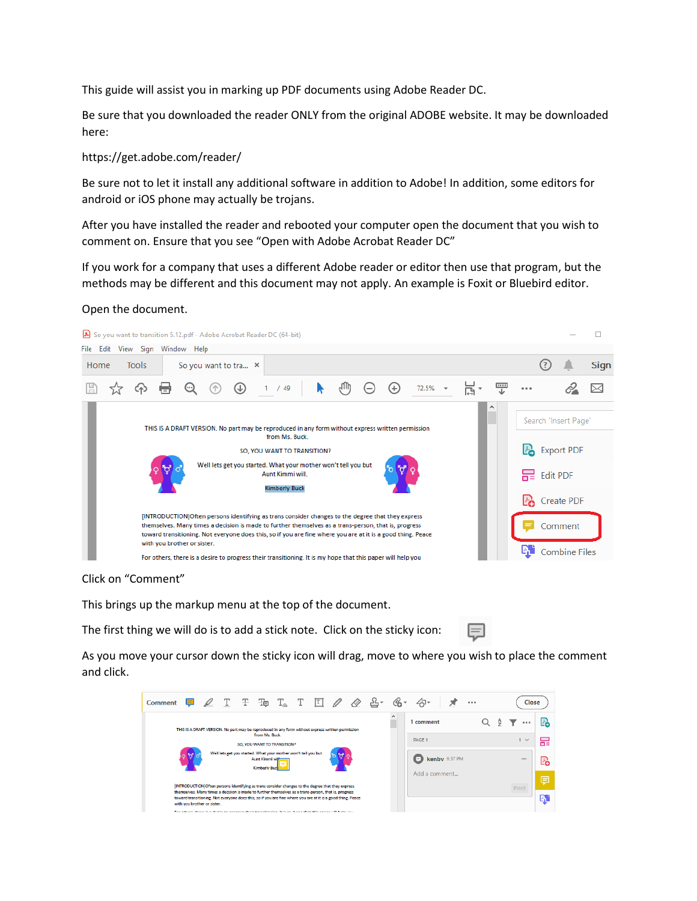This guide will assist you in marking up PDF documents using Adobe Reader DC.

Be sure that you downloaded the reader ONLY from the original ADOBE website. It may be downloaded here:

https://get.adobe.com/reader/

Be sure not to let it install any additional software in addition to Adobe! In addition, some editors for android or iOS phone may actually be trojans.

After you have installed the reader and rebooted your computer open the document that you wish to comment on. Ensure that you see "Open with Adobe Acrobat Reader DC"

If you work for a company that uses a different Adobe reader or editor then use that program, but the methods may be different and this document may not apply. An example is Foxit or Bluebird editor.

Open the document.

Click on "Comment"

This brings up the markup menu at the top of the document.

The first thing we will do is to add a stick note. Click on the sticky icon:

As you move your cursor down the sticky icon will drag, move to where you wish to place the comment and click.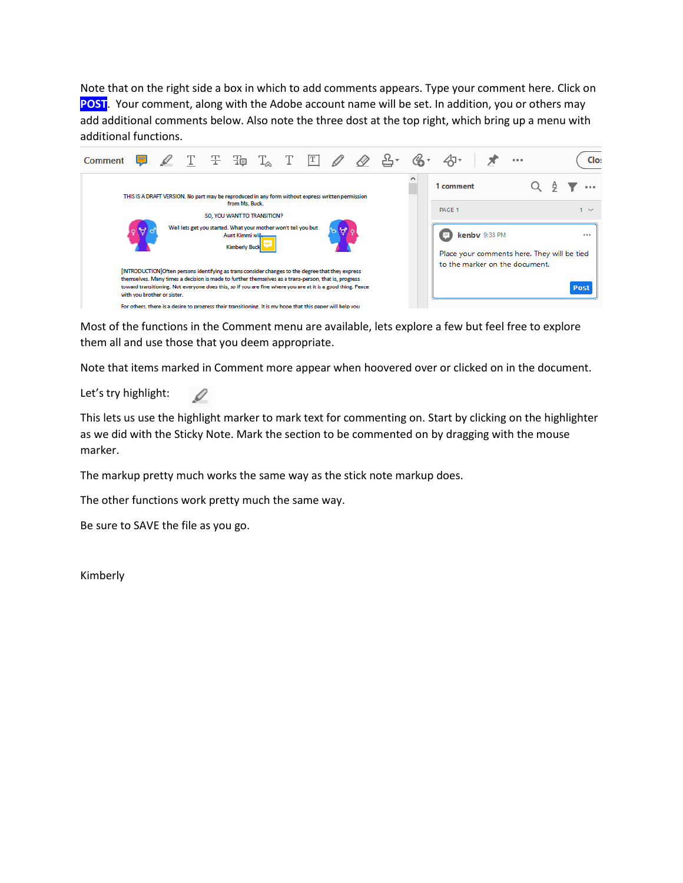Note that on the right side a box in which to add comments appears. Type your comment here. Click on **POST**. Your comment, along with the Adobe account name will be set. In addition, you or others may add additional comments below. Also note the three dost at the top right, which bring up a menu with additional functions.

Most of the functions in the Comment menu are available, lets explore a few but feel free to explore them all and use those that you deem appropriate.

Note that items marked in Comment more appear when hoovered over or clicked on in the document.

Let's try highlight:

This lets us use the highlight marker to mark text for commenting on. Start by clicking on the highlighter as we did with the Sticky Note. Mark the section to be commented on by dragging with the mouse marker.

The markup pretty much works the same way as the stick note markup does.

The other functions work pretty much the same way.

Be sure to SAVE the file as you go.

Kimberly